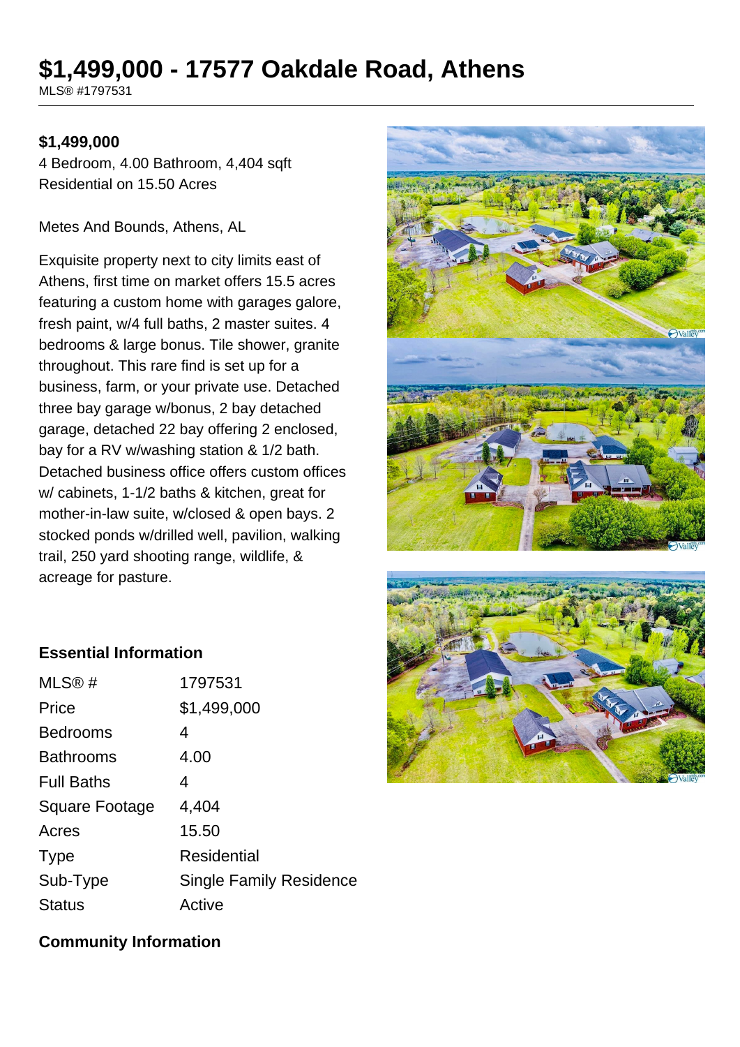# $1,499,000 - 17577 Oakdale Road, Athens

MLS® #1797531

**$1,499,000**

4 Bedroom, 4.00 Bathroom, 4,404 sqft

Residential on 15.50 Acres

Metes And Bounds, Athens, AL

Exquisite property next to city limits east of Athens, first time on market offers 15.5 acres featuring a custom home with garages galore, fresh paint, w/4 full baths, 2 master suites. 4 bedrooms & large bonus. Tile shower, granite throughout. This rare find is set up for a business, farm, or your private use. Detached three bay garage w/bonus, 2 bay detached garage, detached 22 bay offering 2 enclosed, bay for a RV w/washing station & 1/2 bath. Detached business office offers custom offices w/ cabinets, 1-1/2 baths & kitchen, great for mother-in-law suite, w/closed & open bays. 2 stocked ponds w/drilled well, pavilion, walking trail, 250 yard shooting range, wildlife, & acreage for pasture.

### Essential Information

| | |
|---|---|
| MLS® # | 1797531 |
| Price | $1,499,000 |
| Bedrooms | 4 |
| Bathrooms | 4.00 |
| Full Baths | 4 |
| Square Footage | 4,404 |
| Acres | 15.50 |
| Type | Residential |
| Sub-Type | Single Family Residence |
| Status | Active |

### Community Information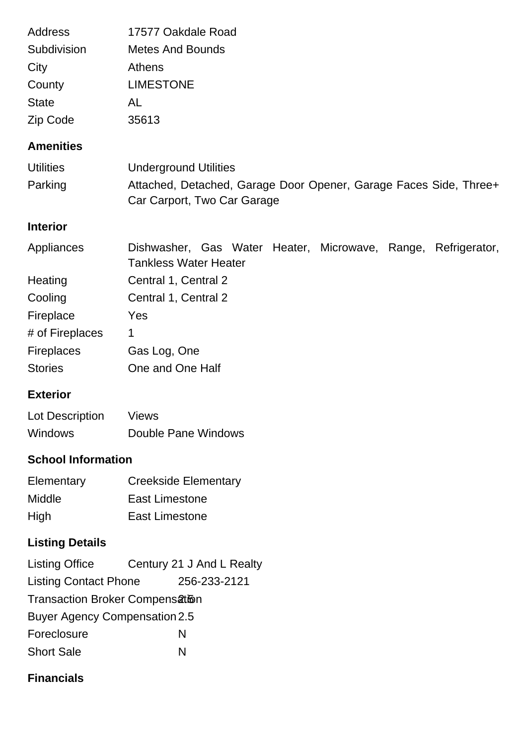| | |
|---|---|
| Address | 17577 Oakdale Road |
| Subdivision | Metes And Bounds |
| City | Athens |
| County | LIMESTONE |
| State | AL |
| Zip Code | 35613 |

## Amenities

| | |
|---|---|
| Utilities | Underground Utilities |
| Parking | Attached, Detached, Garage Door Opener, Garage Faces Side, Three+ Car Carport, Two Car Garage |

## Interior

| | |
|---|---|
| Appliances | Dishwasher, Gas Water Heater, Microwave, Range, Refrigerator, Tankless Water Heater |
| Heating | Central 1, Central 2 |
| Cooling | Central 1, Central 2 |
| Fireplace | Yes |
| # of Fireplaces | 1 |
| Fireplaces | Gas Log, One |
| Stories | One and One Half |

## Exterior

| | |
|---|---|
| Lot Description | Views |
| Windows | Double Pane Windows |

## School Information

| | |
|---|---|
| Elementary | Creekside Elementary |
| Middle | East Limestone |
| High | East Limestone |

## Listing Details

| | |
|---|---|
| Listing Office | Century 21 J And L Realty |
| Listing Contact Phone | 256-233-2121 |
| Transaction Broker Compensation | 2.5 |
| Buyer Agency Compensation | 2.5 |
| Foreclosure | N |
| Short Sale | N |

## Financials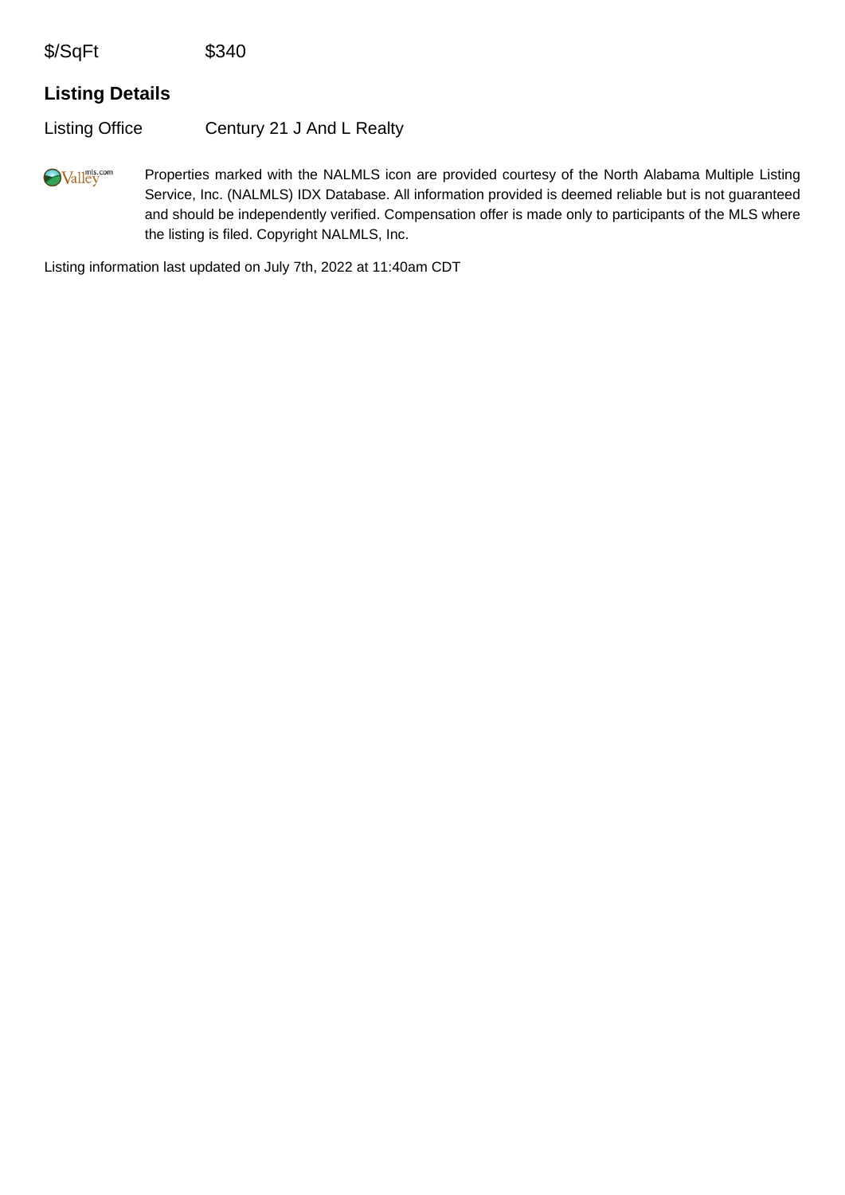| | |
|---|---|
| $/SqFt | $340 |

## Listing Details

| | |
|---|---|
| Listing Office | Century 21 J And L Realty |

Properties marked with the NALMLS icon are provided courtesy of the North Alabama Multiple Listing Service, Inc. (NALMLS) IDX Database. All information provided is deemed reliable but is not guaranteed and should be independently verified. Compensation offer is made only to participants of the MLS where the listing is filed. Copyright NALMLS, Inc.

Listing information last updated on July 7th, 2022 at 11:40am CDT